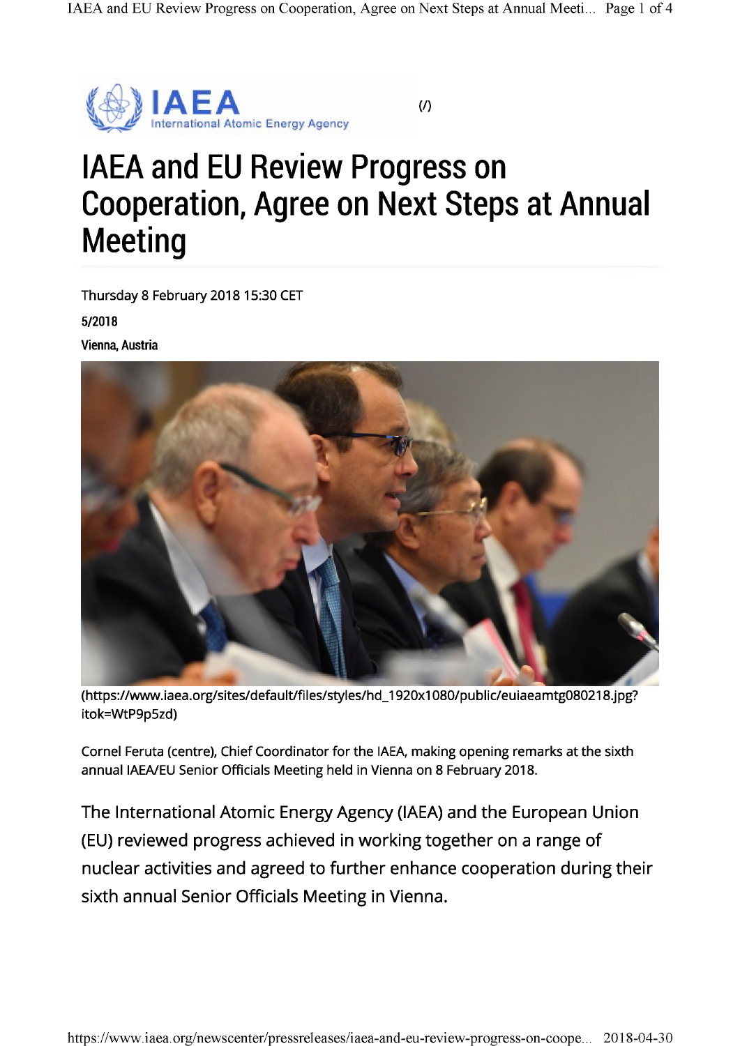(/)

# IAEA and EU Review Progress on Cooperation, Agree on Next Steps at Annual Meeting

Thursday 8 February 2018 15:30 CET

**5/2018**

**Vienna, Austria**

(https://www.iaea.org/sites/default/files/styles/hd_1920x1080/public/euiaeamtg080218.jpg?itok=WtP9p5zd)

Cornel Feruta (centre), Chief Coordinator for the IAEA, making opening remarks at the sixth annual IAEA/EU Senior Officials Meeting held in Vienna on 8 February 2018.

The International Atomic Energy Agency (IAEA) and the European Union (EU) reviewed progress achieved in working together on a range of nuclear activities and agreed to further enhance cooperation during their sixth annual Senior Officials Meeting in Vienna.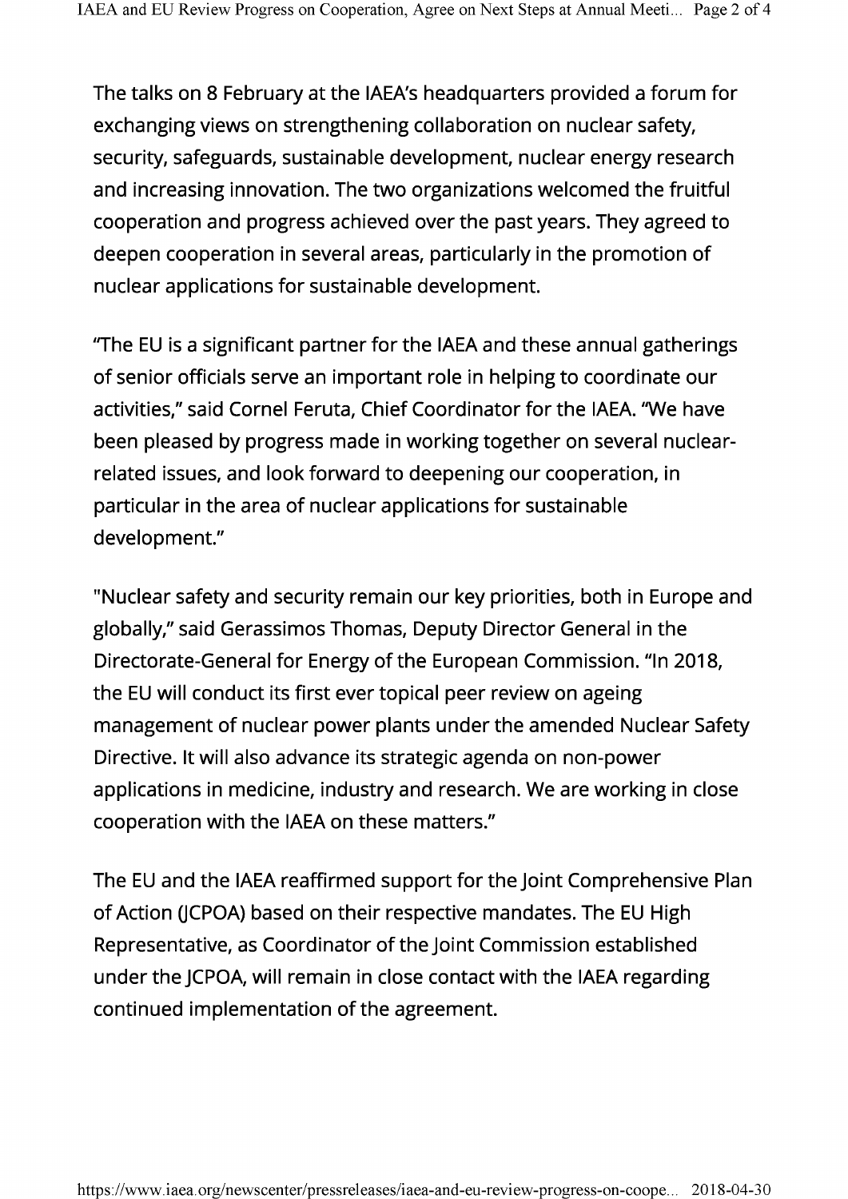The talks on 8 February at the IAEA's headquarters provided a forum for exchanging views on strengthening collaboration on nuclear safety, security, safeguards, sustainable development, nuclear energy research and increasing innovation. The two organizations welcomed the fruitful cooperation and progress achieved over the past years. They agreed to deepen cooperation in several areas, particularly in the promotion of nuclear applications for sustainable development.

"The EU is a significant partner for the IAEA and these annual gatherings of senior officials serve an important role in helping to coordinate our activities," said Cornel Feruta, Chief Coordinator for the IAEA. "We have been pleased by progress made in working together on several nuclear-related issues, and look forward to deepening our cooperation, in particular in the area of nuclear applications for sustainable development."

"Nuclear safety and security remain our key priorities, both in Europe and globally," said Gerassimos Thomas, Deputy Director General in the Directorate-General for Energy of the European Commission. "In 2018, the EU will conduct its first ever topical peer review on ageing management of nuclear power plants under the amended Nuclear Safety Directive. It will also advance its strategic agenda on non-power applications in medicine, industry and research. We are working in close cooperation with the IAEA on these matters."

The EU and the IAEA reaffirmed support for the Joint Comprehensive Plan of Action (JCPOA) based on their respective mandates. The EU High Representative, as Coordinator of the Joint Commission established under the JCPOA, will remain in close contact with the IAEA regarding continued implementation of the agreement.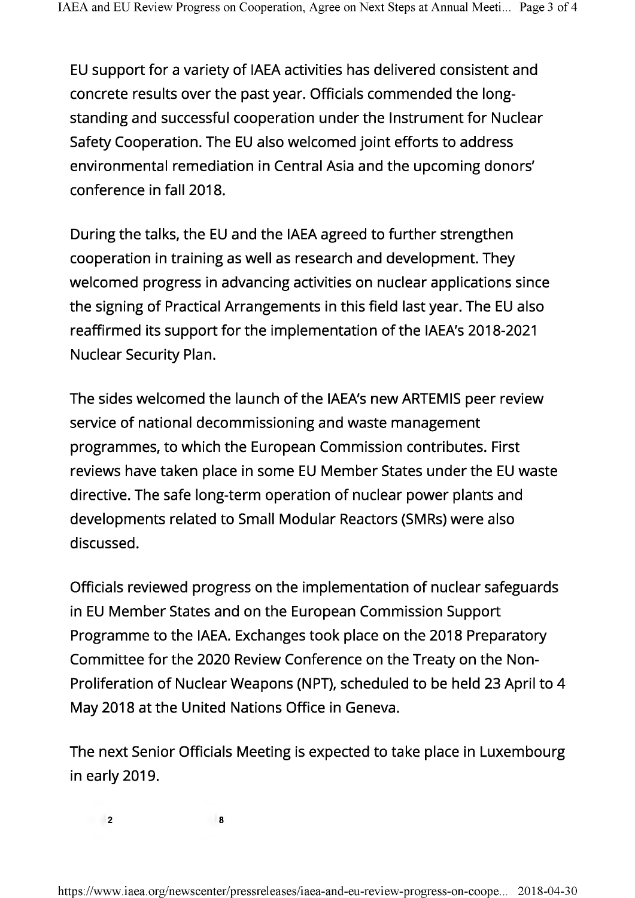EU support for a variety of IAEA activities has delivered consistent and concrete results over the past year. Officials commended the long-standing and successful cooperation under the Instrument for Nuclear Safety Cooperation. The EU also welcomed joint efforts to address environmental remediation in Central Asia and the upcoming donors' conference in fall 2018.

During the talks, the EU and the IAEA agreed to further strengthen cooperation in training as well as research and development. They welcomed progress in advancing activities on nuclear applications since the signing of Practical Arrangements in this field last year. The EU also reaffirmed its support for the implementation of the IAEA's 2018-2021 Nuclear Security Plan.

The sides welcomed the launch of the IAEA's new ARTEMIS peer review service of national decommissioning and waste management programmes, to which the European Commission contributes. First reviews have taken place in some EU Member States under the EU waste directive. The safe long-term operation of nuclear power plants and developments related to Small Modular Reactors (SMRs) were also discussed.

Officials reviewed progress on the implementation of nuclear safeguards in EU Member States and on the European Commission Support Programme to the IAEA. Exchanges took place on the 2018 Preparatory Committee for the 2020 Review Conference on the Treaty on the Non-Proliferation of Nuclear Weapons (NPT), scheduled to be held 23 April to 4 May 2018 at the United Nations Office in Geneva.

The next Senior Officials Meeting is expected to take place in Luxembourg in early 2019.

2 8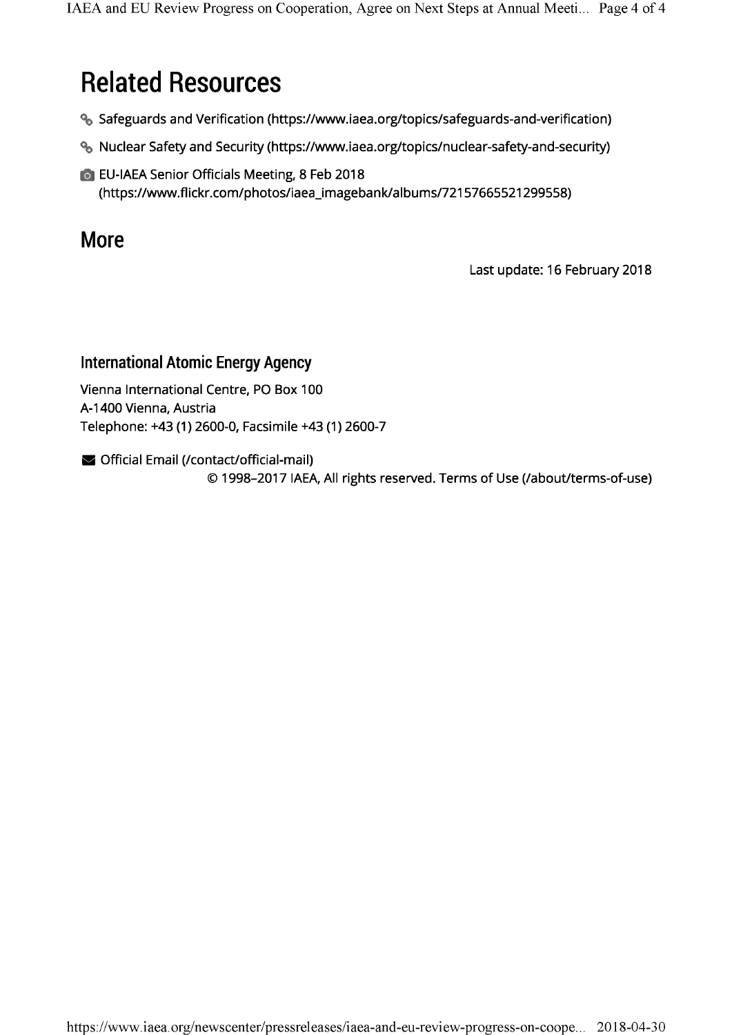# Related Resources

- Safeguards and Verification (https://www.iaea.org/topics/safeguards-and-verification)
- Nuclear Safety and Security (https://www.iaea.org/topics/nuclear-safety-and-security)
- EU-IAEA Senior Officials Meeting, 8 Feb 2018 (https://www.flickr.com/photos/iaea_imagebank/albums/72157665521299558)

## More

Last update: 16 February 2018

### International Atomic Energy Agency

Vienna International Centre, PO Box 100
A-1400 Vienna, Austria
Telephone: +43 (1) 2600-0, Facsimile +43 (1) 2600-7

Official Email (/contact/official-mail)

© 1998–2017 IAEA, All rights reserved. Terms of Use (/about/terms-of-use)